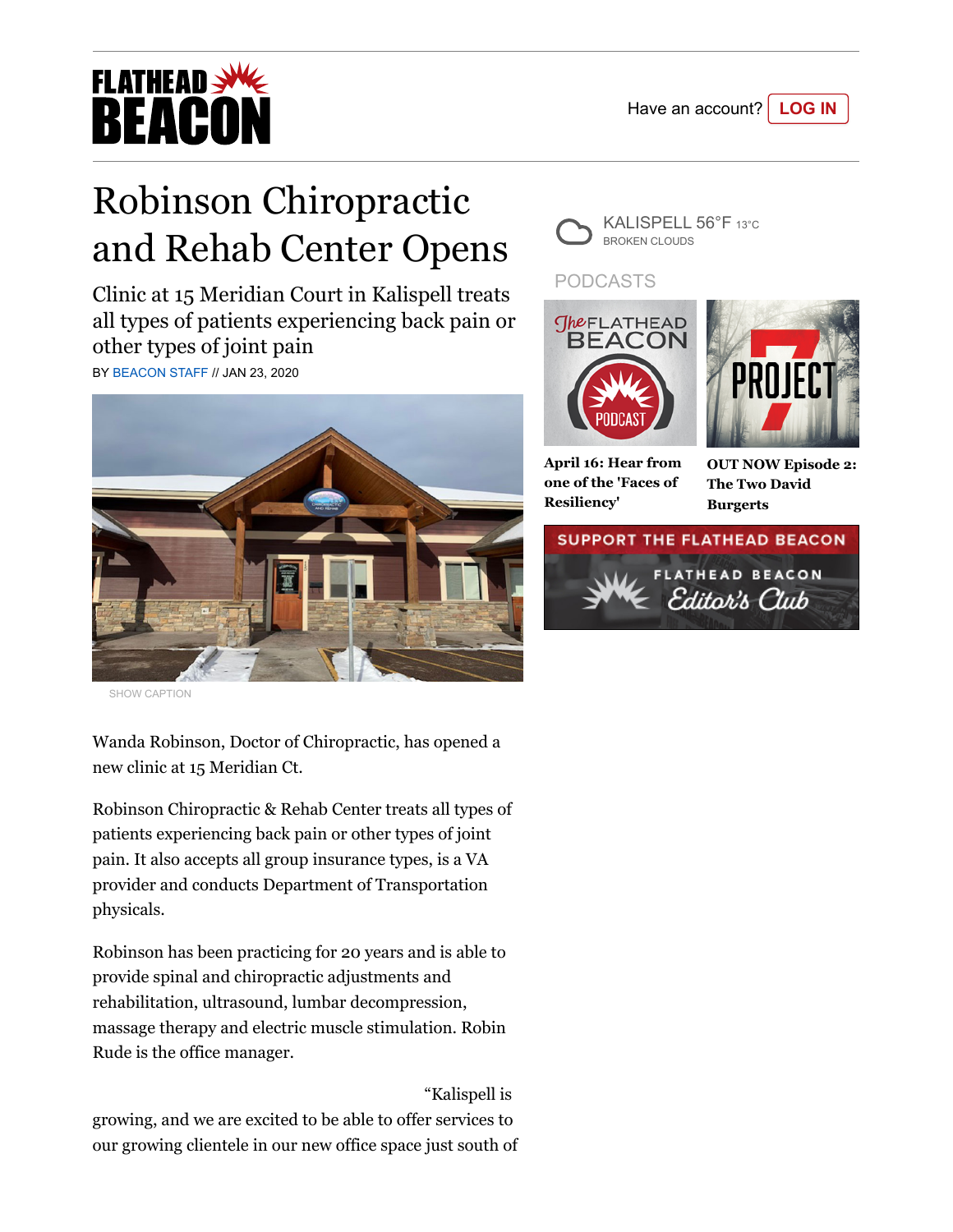# Robinson Chiropractic and Rehab Center Opens

Clinic at 15 Meridian Court in Kalispell treats all types of patients experiencing back pain or other types of joint pain

BY BEACON STAFF // JAN 23, 2020

SHOW CAPTION

Wanda Robinson, Doctor of Chiropractic, has opened a new clinic at 15 Meridian Ct.

Robinson Chiropractic & Rehab Center treats all types of patients experiencing back pain or other types of joint pain. It also accepts all group insurance types, is a VA provider and conducts Department of Transportation physicals.

Robinson has been practicing for 20 years and is able to provide spinal and chiropractic adjustments and rehabilitation, ultrasound, lumbar decompression, massage therapy and electric muscle stimulation. Robin Rude is the office manager.

"Kalispell is growing, and we are excited to be able to offer services to our growing clientele in our new office space just south of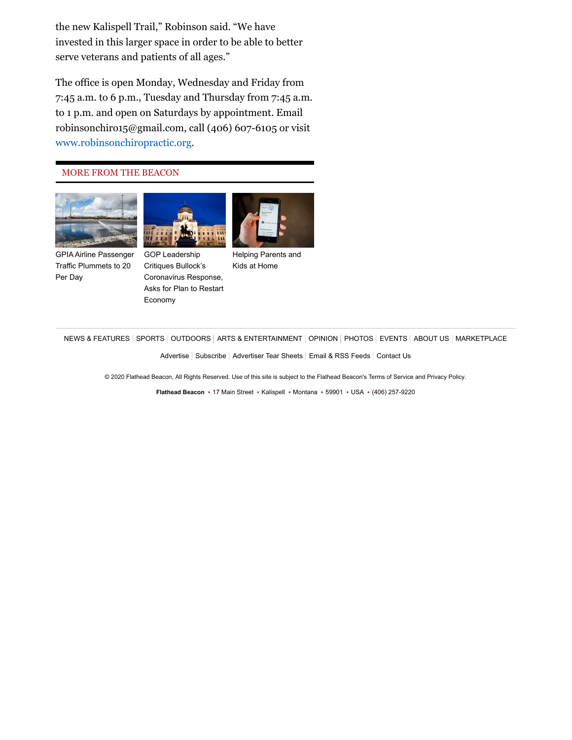the new Kalispell Trail," Robinson said. "We have invested in this larger space in order to be able to better serve veterans and patients of all ages."

The office is open Monday, Wednesday and Friday from 7:45 a.m. to 6 p.m., Tuesday and Thursday from 7:45 a.m. to 1 p.m. and open on Saturdays by appointment. Email robinsonchiro15@gmail.com, call (406) 607-6105 or visit www.robinsonchiropractic.org.

## MORE FROM THE BEACON

GPIA Airline Passenger Traffic Plummets to 20 Per Day

GOP Leadership Critiques Bullock's Coronavirus Response, Asks for Plan to Restart Economy

Helping Parents and Kids at Home

NEWS & FEATURES | SPORTS | OUTDOORS | ARTS & ENTERTAINMENT | OPINION | PHOTOS | EVENTS | ABOUT US | MARKETPLACE

Advertise | Subscribe | Advertiser Tear Sheets | Email & RSS Feeds | Contact Us

© 2020 Flathead Beacon, All Rights Reserved. Use of this site is subject to the Flathead Beacon's Terms of Service and Privacy Policy.

**Flathead Beacon** • 17 Main Street • Kalispell • Montana • 59901 • USA • (406) 257-9220